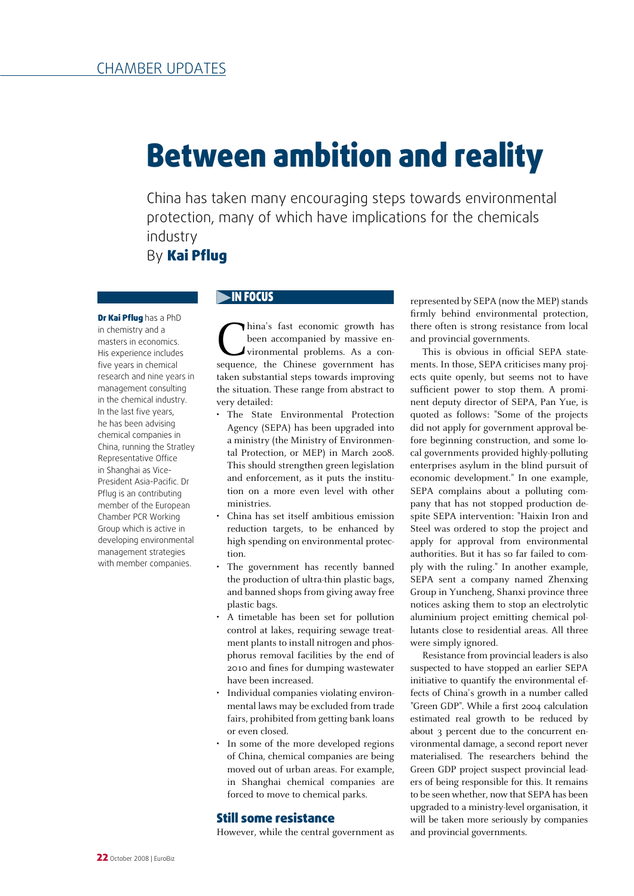# Between ambition and reality

China has taken many encouraging steps towards environmental protection, many of which have implications for the chemicals industry

By **Kai Pflug**

**Dr Kai Pflug** has a PhD in chemistry and a masters in economics. His experience includes five years in chemical research and nine years in management consulting in the chemical industry. In the last five years, he has been advising chemical companies in China, running the Stratley Representative Office in Shanghai as Vice-President Asia-Pacific. Dr Pflug is an contributing member of the European Chamber PCR Working Group which is active in developing environmental management strategies with member companies.

## IN FOCUS

China's fast economic growth has been accompanied by massive environmental problems. As a consequence, the Chinese government has taken substantial steps towards improving the situation. These range from abstract to very detailed:

- The State Environmental Protection Agency (SEPA) has been upgraded into a ministry (the Ministry of Environmental Protection, or MEP) in March 2008. This should strengthen green legislation and enforcement, as it puts the institution on a more even level with other ministries.
- China has set itself ambitious emission reduction targets, to be enhanced by high spending on environmental protection.
- The government has recently banned the production of ultra-thin plastic bags, and banned shops from giving away free plastic bags.
- A timetable has been set for pollution control at lakes, requiring sewage treatment plants to install nitrogen and phosphorus removal facilities by the end of 2010 and fines for dumping wastewater have been increased.
- Individual companies violating environmental laws may be excluded from trade fairs, prohibited from getting bank loans or even closed.
- In some of the more developed regions of China, chemical companies are being moved out of urban areas. For example, in Shanghai chemical companies are forced to move to chemical parks.

## Still some resistance

However, while the central government as represented by SEPA (now the MEP) stands firmly behind environmental protection, there often is strong resistance from local and provincial governments.

This is obvious in official SEPA statements. In those, SEPA criticises many projects quite openly, but seems not to have sufficient power to stop them. A prominent deputy director of SEPA, Pan Yue, is quoted as follows: "Some of the projects did not apply for government approval before beginning construction, and some local governments provided highly-polluting enterprises asylum in the blind pursuit of economic development." In one example, SEPA complains about a polluting company that has not stopped production despite SEPA intervention: "Haixin Iron and Steel was ordered to stop the project and apply for approval from environmental authorities. But it has so far failed to comply with the ruling." In another example, SEPA sent a company named Zhenxing Group in Yuncheng, Shanxi province three notices asking them to stop an electrolytic aluminium project emitting chemical pollutants close to residential areas. All three were simply ignored.

Resistance from provincial leaders is also suspected to have stopped an earlier SEPA initiative to quantify the environmental effects of China's growth in a number called "Green GDP". While a first 2004 calculation estimated real growth to be reduced by about 3 percent due to the concurrent environmental damage, a second report never materialised. The researchers behind the Green GDP project suspect provincial leaders of being responsible for this. It remains to be seen whether, now that SEPA has been upgraded to a ministry-level organisation, it will be taken more seriously by companies and provincial governments.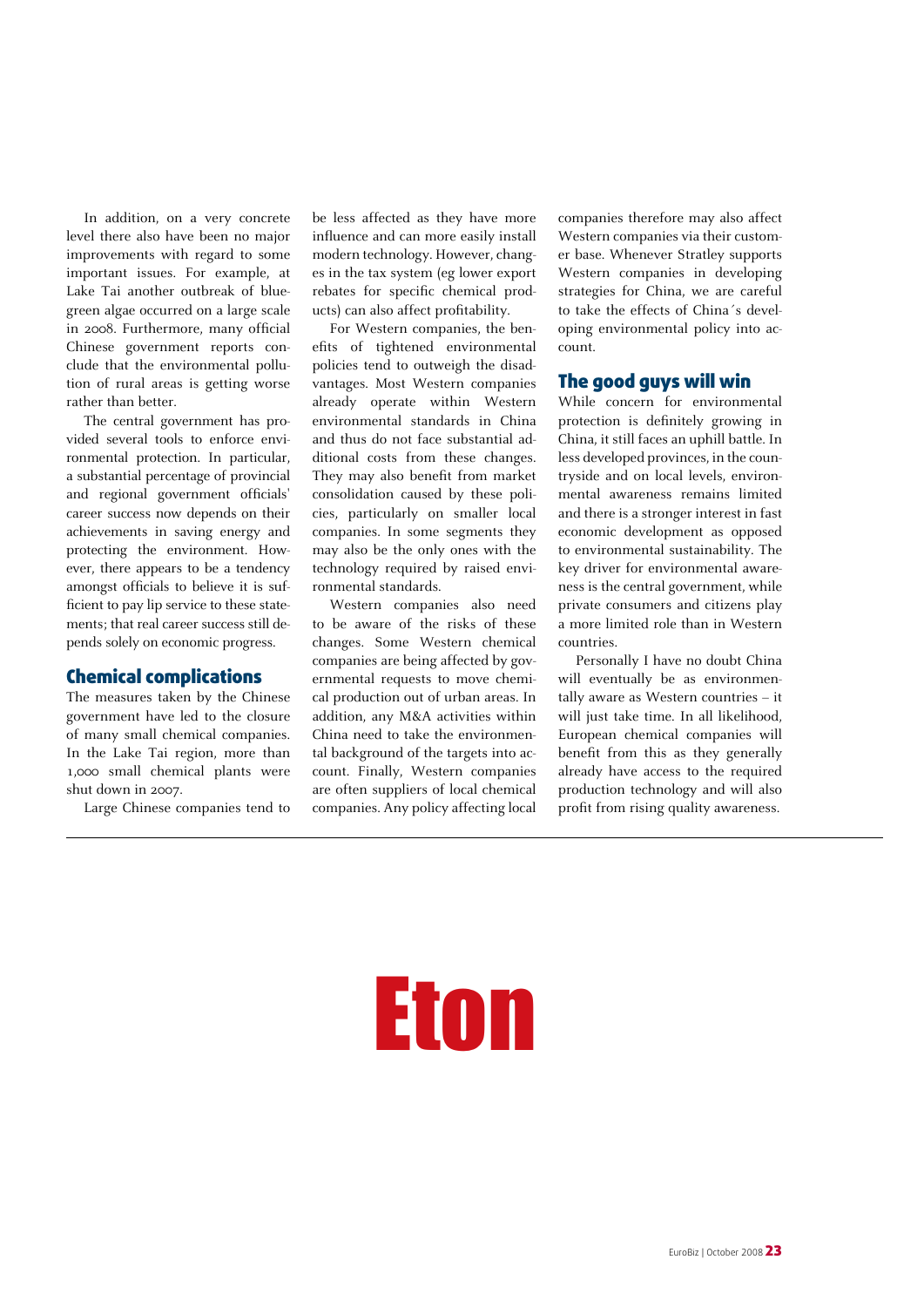In addition, on a very concrete level there also have been no major improvements with regard to some important issues. For example, at Lake Tai another outbreak of blue-green algae occurred on a large scale in 2008. Furthermore, many official Chinese government reports conclude that the environmental pollution of rural areas is getting worse rather than better.

The central government has provided several tools to enforce environmental protection. In particular, a substantial percentage of provincial and regional government officials' career success now depends on their achievements in saving energy and protecting the environment. However, there appears to be a tendency amongst officials to believe it is sufficient to pay lip service to these statements; that real career success still depends solely on economic progress.

## Chemical complications

The measures taken by the Chinese government have led to the closure of many small chemical companies. In the Lake Tai region, more than 1,000 small chemical plants were shut down in 2007.

Large Chinese companies tend to be less affected as they have more influence and can more easily install modern technology. However, changes in the tax system (eg lower export rebates for specific chemical products) can also affect profitability.

For Western companies, the benefits of tightened environmental policies tend to outweigh the disadvantages. Most Western companies already operate within Western environmental standards in China and thus do not face substantial additional costs from these changes. They may also benefit from market consolidation caused by these policies, particularly on smaller local companies. In some segments they may also be the only ones with the technology required by raised environmental standards.

Western companies also need to be aware of the risks of these changes. Some Western chemical companies are being affected by governmental requests to move chemical production out of urban areas. In addition, any M&A activities within China need to take the environmental background of the targets into account. Finally, Western companies are often suppliers of local chemical companies. Any policy affecting local companies therefore may also affect Western companies via their customer base. Whenever Stratley supports Western companies in developing strategies for China, we are careful to take the effects of China´s developing environmental policy into account.

## The good guys will win

While concern for environmental protection is definitely growing in China, it still faces an uphill battle. In less developed provinces, in the countryside and on local levels, environmental awareness remains limited and there is a stronger interest in fast economic development as opposed to environmental sustainability. The key driver for environmental awareness is the central government, while private consumers and citizens play a more limited role than in Western countries.

Personally I have no doubt China will eventually be as environmentally aware as Western countries – it will just take time. In all likelihood, European chemical companies will benefit from this as they generally already have access to the required production technology and will also profit from rising quality awareness.

Eton